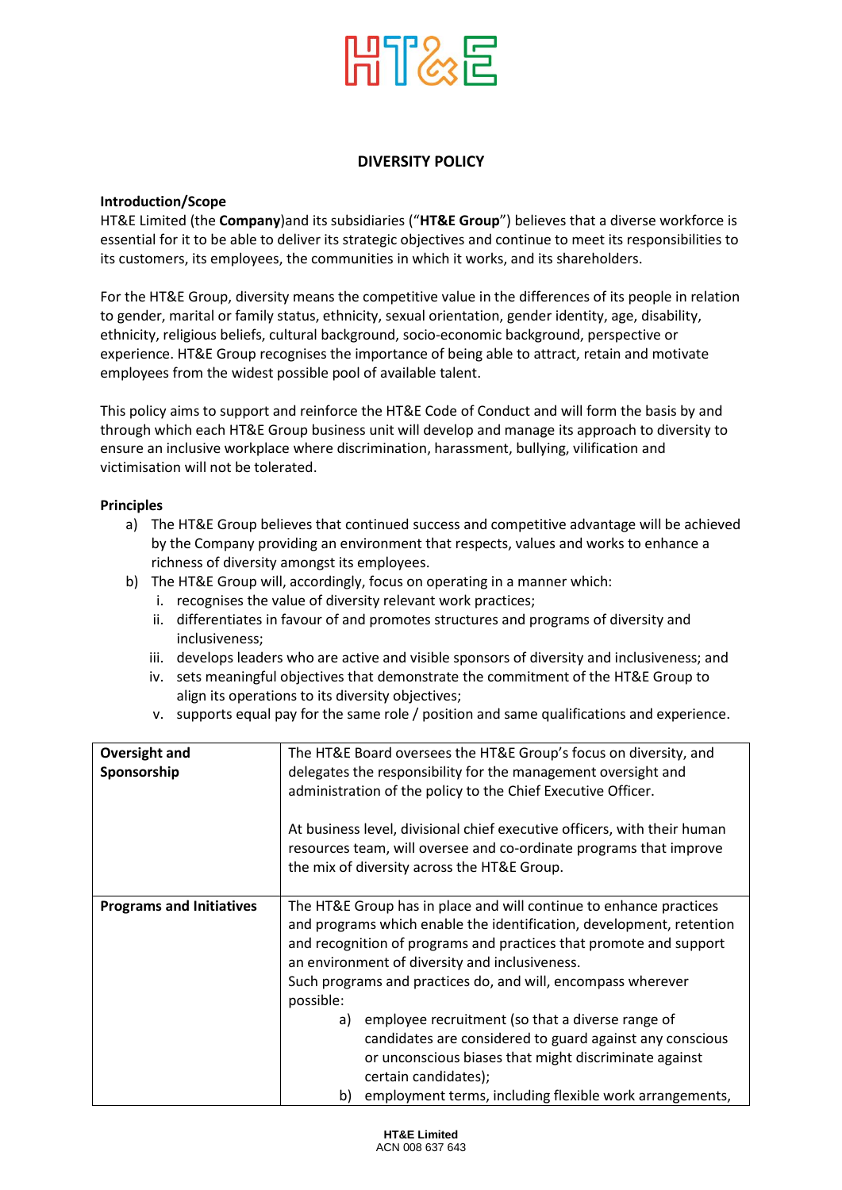# DIVERSITY POLICY

**Introduction/Scope**

HT&E Limited (the **Company**)and its subsidiaries ("**HT&E Group**") believes that a diverse workforce is essential for it to be able to deliver its strategic objectives and continue to meet its responsibilities to its customers, its employees, the communities in which it works, and its shareholders.

For the HT&E Group, diversity means the competitive value in the differences of its people in relation to gender, marital or family status, ethnicity, sexual orientation, gender identity, age, disability, ethnicity, religious beliefs, cultural background, socio-economic background, perspective or experience. HT&E Group recognises the importance of being able to attract, retain and motivate employees from the widest possible pool of available talent.

This policy aims to support and reinforce the HT&E Code of Conduct and will form the basis by and through which each HT&E Group business unit will develop and manage its approach to diversity to ensure an inclusive workplace where discrimination, harassment, bullying, vilification and victimisation will not be tolerated.

**Principles**

a) The HT&E Group believes that continued success and competitive advantage will be achieved by the Company providing an environment that respects, values and works to enhance a richness of diversity amongst its employees.

b) The HT&E Group will, accordingly, focus on operating in a manner which:
   i. recognises the value of diversity relevant work practices;
   ii. differentiates in favour of and promotes structures and programs of diversity and inclusiveness;
   iii. develops leaders who are active and visible sponsors of diversity and inclusiveness; and
   iv. sets meaningful objectives that demonstrate the commitment of the HT&E Group to align its operations to its diversity objectives;
   v. supports equal pay for the same role / position and same qualifications and experience.

| **Oversight and Sponsorship** | The HT&E Board oversees the HT&E Group's focus on diversity, and delegates the responsibility for the management oversight and administration of the policy to the Chief Executive Officer.<br><br>At business level, divisional chief executive officers, with their human resources team, will oversee and co-ordinate programs that improve the mix of diversity across the HT&E Group. |
|---|---|
| **Programs and Initiatives** | The HT&E Group has in place and will continue to enhance practices and programs which enable the identification, development, retention and recognition of programs and practices that promote and support an environment of diversity and inclusiveness.<br>Such programs and practices do, and will, encompass wherever possible:<br>a) employee recruitment (so that a diverse range of candidates are considered to guard against any conscious or unconscious biases that might discriminate against certain candidates);<br>b) employment terms, including flexible work arrangements, |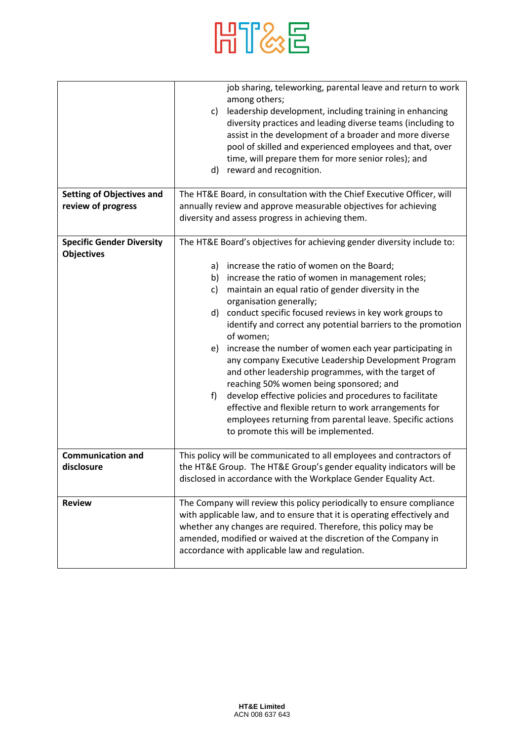| | |
|---|---|
| | job sharing, teleworking, parental leave and return to work among others;<br>c) leadership development, including training in enhancing diversity practices and leading diverse teams (including to assist in the development of a broader and more diverse pool of skilled and experienced employees and that, over time, will prepare them for more senior roles); and<br>d) reward and recognition. |
| **Setting of Objectives and review of progress** | The HT&E Board, in consultation with the Chief Executive Officer, will annually review and approve measurable objectives for achieving diversity and assess progress in achieving them. |
| **Specific Gender Diversity Objectives** | The HT&E Board's objectives for achieving gender diversity include to:<br><br>a) increase the ratio of women on the Board;<br>b) increase the ratio of women in management roles;<br>c) maintain an equal ratio of gender diversity in the organisation generally;<br>d) conduct specific focused reviews in key work groups to identify and correct any potential barriers to the promotion of women;<br>e) increase the number of women each year participating in any company Executive Leadership Development Program and other leadership programmes, with the target of reaching 50% women being sponsored; and<br>f) develop effective policies and procedures to facilitate effective and flexible return to work arrangements for employees returning from parental leave. Specific actions to promote this will be implemented. |
| **Communication and disclosure** | This policy will be communicated to all employees and contractors of the HT&E Group. The HT&E Group's gender equality indicators will be disclosed in accordance with the Workplace Gender Equality Act. |
| **Review** | The Company will review this policy periodically to ensure compliance with applicable law, and to ensure that it is operating effectively and whether any changes are required. Therefore, this policy may be amended, modified or waived at the discretion of the Company in accordance with applicable law and regulation. |